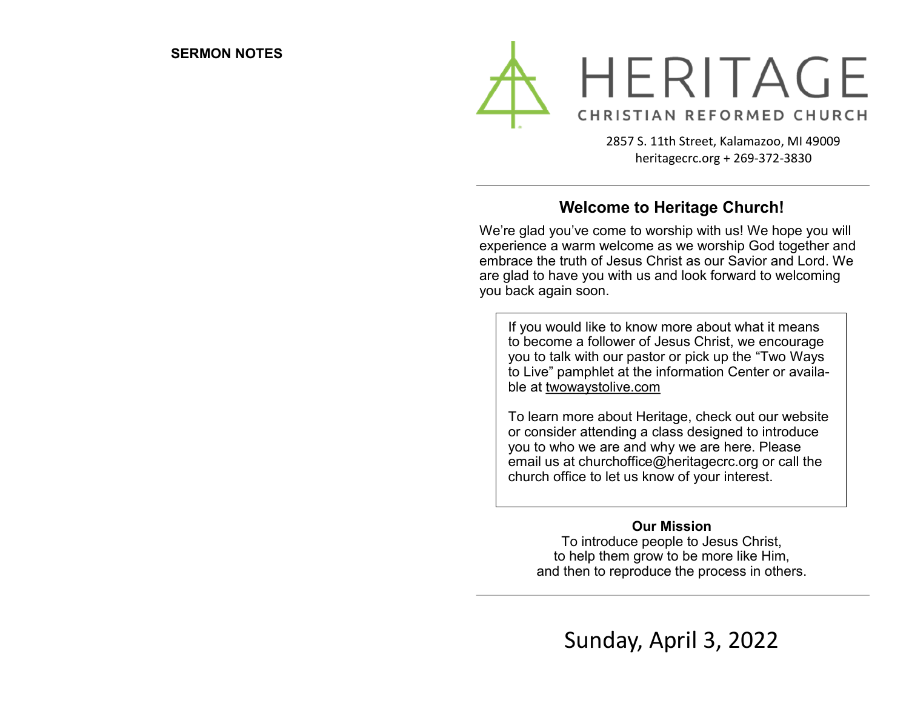**SERMON NOTES**

# HERITAGE

CHRISTIAN REFORMED CHURCH

2857 S. 11th Street, Kalamazoo, MI 49009
heritagecrc.org + 269-372-3830

---

## Welcome to Heritage Church!

We're glad you've come to worship with us! We hope you will experience a warm welcome as we worship God together and embrace the truth of Jesus Christ as our Savior and Lord. We are glad to have you with us and look forward to welcoming you back again soon.

> If you would like to know more about what it means to become a follower of Jesus Christ, we encourage you to talk with our pastor or pick up the "Two Ways to Live" pamphlet at the information Center or available at twowaystolive.com
>
> To learn more about Heritage, check out our website or consider attending a class designed to introduce you to who we are and why we are here. Please email us at churchoffice@heritagecrc.org or call the church office to let us know of your interest.

**Our Mission**

To introduce people to Jesus Christ,
to help them grow to be more like Him,
and then to reproduce the process in others.

---

Sunday, April 3, 2022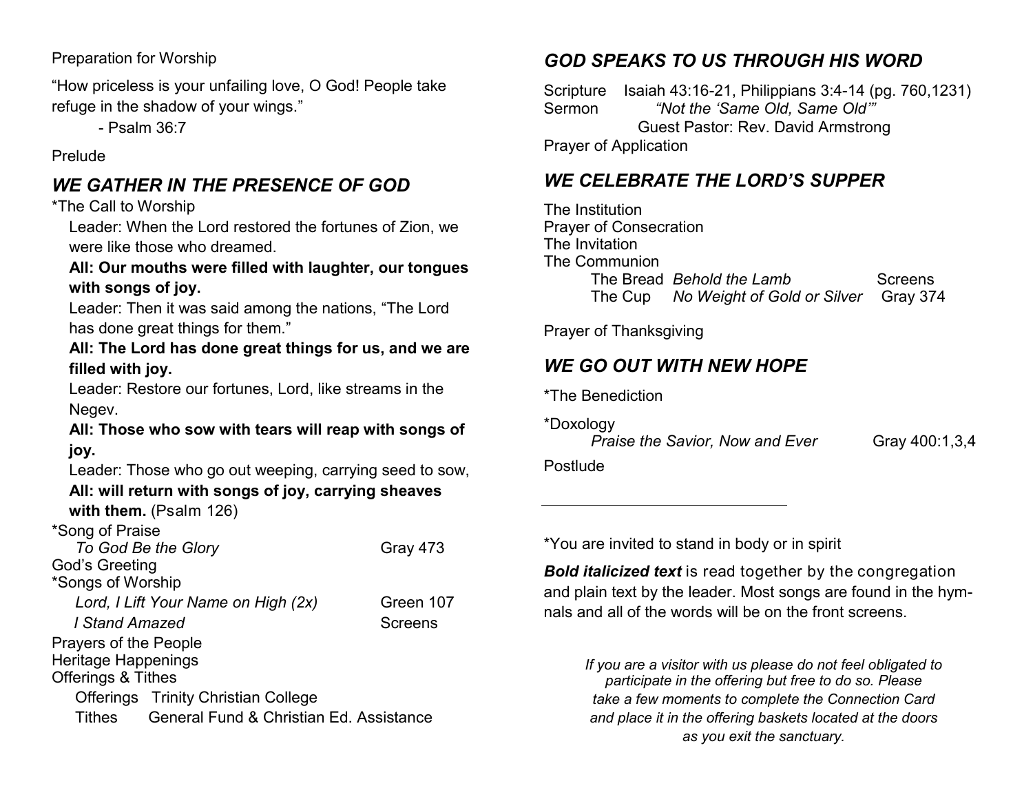Preparation for Worship

"How priceless is your unfailing love, O God! People take refuge in the shadow of your wings."

- Psalm 36:7

Prelude

## *WE GATHER IN THE PRESENCE OF GOD*

*The Call to Worship

Leader: When the Lord restored the fortunes of Zion, we were like those who dreamed.

**All: Our mouths were filled with laughter, our tongues with songs of joy.**

Leader: Then it was said among the nations, "The Lord has done great things for them."

**All: The Lord has done great things for us, and we are filled with joy.**

Leader: Restore our fortunes, Lord, like streams in the Negev.

**All: Those who sow with tears will reap with songs of joy.**

Leader: Those who go out weeping, carrying seed to sow,

**All: will return with songs of joy, carrying sheaves with them.** (Psalm 126)

*Song of Praise

*To God Be the Glory* — Gray 473

God's Greeting

*Songs of Worship

*Lord, I Lift Your Name on High (2x)* — Green 107

*I Stand Amazed* — Screens

Prayers of the People

Heritage Happenings

Offerings & Tithes

Offerings — Trinity Christian College

Tithes — General Fund & Christian Ed. Assistance

## *GOD SPEAKS TO US THROUGH HIS WORD*

Scripture — Isaiah 43:16-21, Philippians 3:4-14 (pg. 760,1231)

Sermon — *"Not the 'Same Old, Same Old'"*

Guest Pastor: Rev. David Armstrong

Prayer of Application

## *WE CELEBRATE THE LORD'S SUPPER*

The Institution

Prayer of Consecration

The Invitation

The Communion

The Bread — *Behold the Lamb* — Screens

The Cup — *No Weight of Gold or Silver* — Gray 374

Prayer of Thanksgiving

## *WE GO OUT WITH NEW HOPE*

*The Benediction

*Doxology

*Praise the Savior, Now and Ever* — Gray 400:1,3,4

Postlude

---

*You are invited to stand in body or in spirit

***Bold italicized text*** is read together by the congregation and plain text by the leader. Most songs are found in the hymnals and all of the words will be on the front screens.

*If you are a visitor with us please do not feel obligated to participate in the offering but free to do so. Please take a few moments to complete the Connection Card and place it in the offering baskets located at the doors as you exit the sanctuary.*